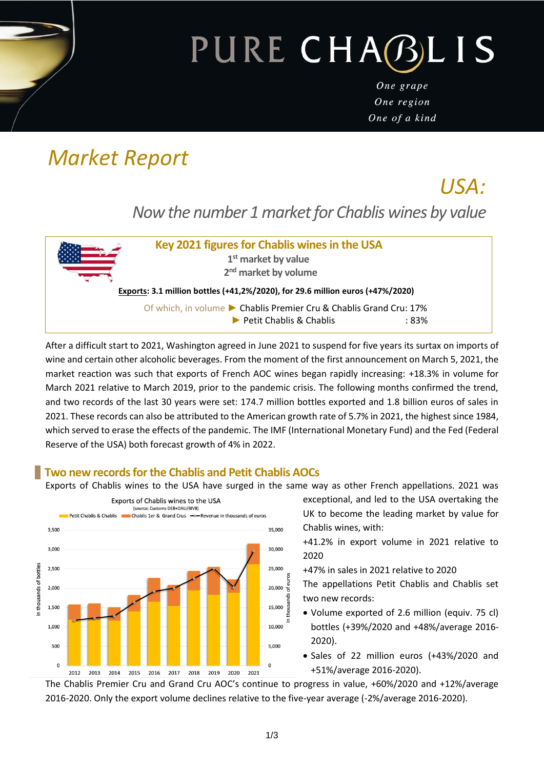# PURE CHABLIS

*One grape*
*One region*
*One of a kind*

# *Market Report*

## *USA:*

### *Now the number 1 market for Chablis wines by value*

**Key 2021 figures for Chablis wines in the USA**

**1st market by value**

**2nd market by volume**

**Exports: 3.1 million bottles (+41,2%/2020), for 29.6 million euros (+47%/2020)**

Of which, in volume ► Chablis Premier Cru & Chablis Grand Cru: 17%
► Petit Chablis & Chablis : 83%

After a difficult start to 2021, Washington agreed in June 2021 to suspend for five years its surtax on imports of wine and certain other alcoholic beverages. From the moment of the first announcement on March 5, 2021, the market reaction was such that exports of French AOC wines began rapidly increasing: +18.3% in volume for March 2021 relative to March 2019, prior to the pandemic crisis. The following months confirmed the trend, and two records of the last 30 years were set: 174.7 million bottles exported and 1.8 billion euros of sales in 2021. These records can also be attributed to the American growth rate of 5.7% in 2021, the highest since 1984, which served to erase the effects of the pandemic. The IMF (International Monetary Fund) and the Fed (Federal Reserve of the USA) both forecast growth of 4% in 2022.

## Two new records for the Chablis and Petit Chablis AOCs

Exports of Chablis wines to the USA have surged in the same way as other French appellations. 2021 was exceptional, and led to the USA overtaking the UK to become the leading market by value for Chablis wines, with:

+41.2% in export volume in 2021 relative to 2020

+47% in sales in 2021 relative to 2020

The appellations Petit Chablis and Chablis set two new records:

- Volume exported of 2.6 million (equiv. 75 cl) bottles (+39%/2020 and +48%/average 2016-2020).
- Sales of 22 million euros (+43%/2020 and +51%/average 2016-2020).

The Chablis Premier Cru and Grand Cru AOC's continue to progress in value, +60%/2020 and +12%/average 2016-2020. Only the export volume declines relative to the five-year average (-2%/average 2016-2020).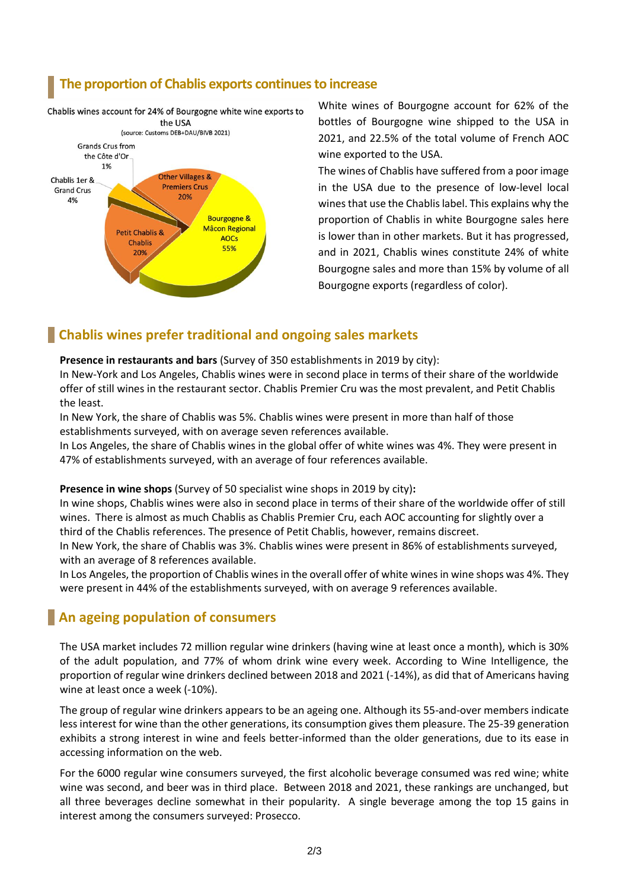## The proportion of Chablis exports continues to increase

Chablis wines account for 24% of Bourgogne white wine exports to the USA
(source: Customs DEB+DAU/BIVB 2021)

- Grands Crus from the Côte d'Or 1%
- Chablis 1er & Grand Crus 4%
- Other Villages & Premiers Crus 20%
- Bourgogne & Mâcon Regional AOCs 55%
- Petit Chablis & Chablis 20%

White wines of Bourgogne account for 62% of the bottles of Bourgogne wine shipped to the USA in 2021, and 22.5% of the total volume of French AOC wine exported to the USA.

The wines of Chablis have suffered from a poor image in the USA due to the presence of low-level local wines that use the Chablis label. This explains why the proportion of Chablis in white Bourgogne sales here is lower than in other markets. But it has progressed, and in 2021, Chablis wines constitute 24% of white Bourgogne sales and more than 15% by volume of all Bourgogne exports (regardless of color).

## Chablis wines prefer traditional and ongoing sales markets

**Presence in restaurants and bars** (Survey of 350 establishments in 2019 by city):

In New-York and Los Angeles, Chablis wines were in second place in terms of their share of the worldwide offer of still wines in the restaurant sector. Chablis Premier Cru was the most prevalent, and Petit Chablis the least.

In New York, the share of Chablis was 5%. Chablis wines were present in more than half of those establishments surveyed, with on average seven references available.

In Los Angeles, the share of Chablis wines in the global offer of white wines was 4%. They were present in 47% of establishments surveyed, with an average of four references available.

**Presence in wine shops** (Survey of 50 specialist wine shops in 2019 by city)**:**

In wine shops, Chablis wines were also in second place in terms of their share of the worldwide offer of still wines. There is almost as much Chablis as Chablis Premier Cru, each AOC accounting for slightly over a third of the Chablis references. The presence of Petit Chablis, however, remains discreet.

In New York, the share of Chablis was 3%. Chablis wines were present in 86% of establishments surveyed, with an average of 8 references available.

In Los Angeles, the proportion of Chablis wines in the overall offer of white wines in wine shops was 4%. They were present in 44% of the establishments surveyed, with on average 9 references available.

## An ageing population of consumers

The USA market includes 72 million regular wine drinkers (having wine at least once a month), which is 30% of the adult population, and 77% of whom drink wine every week. According to Wine Intelligence, the proportion of regular wine drinkers declined between 2018 and 2021 (-14%), as did that of Americans having wine at least once a week (-10%).

The group of regular wine drinkers appears to be an ageing one. Although its 55-and-over members indicate less interest for wine than the other generations, its consumption gives them pleasure. The 25-39 generation exhibits a strong interest in wine and feels better-informed than the older generations, due to its ease in accessing information on the web.

For the 6000 regular wine consumers surveyed, the first alcoholic beverage consumed was red wine; white wine was second, and beer was in third place. Between 2018 and 2021, these rankings are unchanged, but all three beverages decline somewhat in their popularity. A single beverage among the top 15 gains in interest among the consumers surveyed: Prosecco.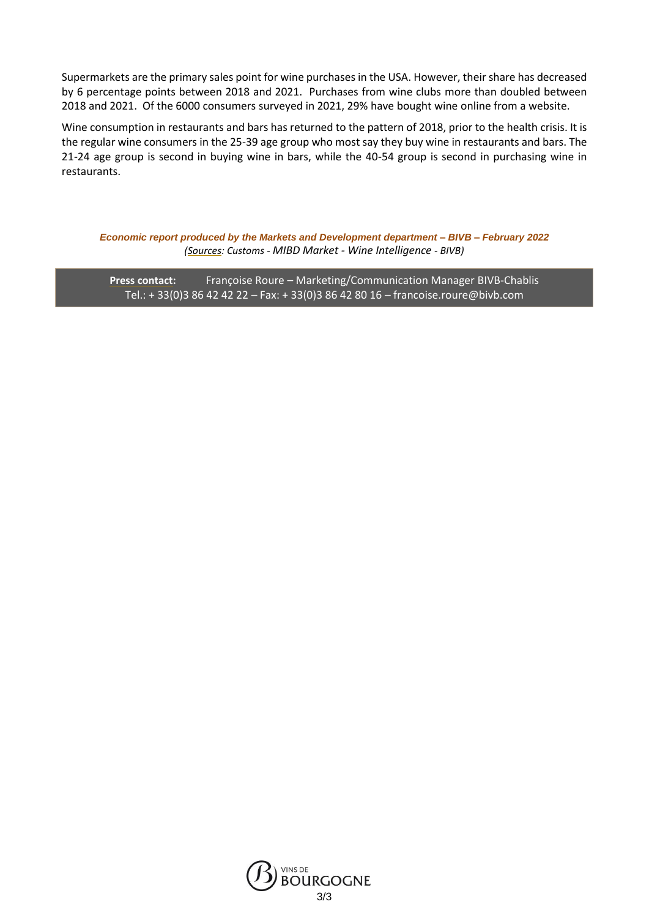Supermarkets are the primary sales point for wine purchases in the USA. However, their share has decreased by 6 percentage points between 2018 and 2021. Purchases from wine clubs more than doubled between 2018 and 2021. Of the 6000 consumers surveyed in 2021, 29% have bought wine online from a website.

Wine consumption in restaurants and bars has returned to the pattern of 2018, prior to the health crisis. It is the regular wine consumers in the 25-39 age group who most say they buy wine in restaurants and bars. The 21-24 age group is second in buying wine in bars, while the 40-54 group is second in purchasing wine in restaurants.

***Economic report produced by the Markets and Development department – BIVB – February 2022***
*(Sources: Customs - MIBD Market - Wine Intelligence - BIVB)*

**Press contact:** Françoise Roure – Marketing/Communication Manager BIVB-Chablis
Tel.: + 33(0)3 86 42 42 22 – Fax: + 33(0)3 86 42 80 16 – francoise.roure@bivb.com

VINS DE BOURGOGNE